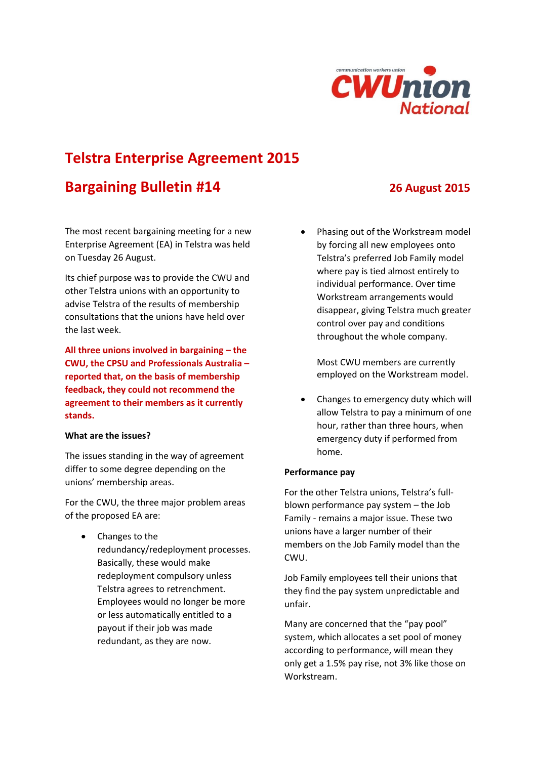communication workers union
CWUnion National

# Telstra Enterprise Agreement 2015

## Bargaining Bulletin #14

**26 August 2015**

The most recent bargaining meeting for a new Enterprise Agreement (EA) in Telstra was held on Tuesday 26 August.

Its chief purpose was to provide the CWU and other Telstra unions with an opportunity to advise Telstra of the results of membership consultations that the unions have held over the last week.

**All three unions involved in bargaining – the CWU, the CPSU and Professionals Australia – reported that, on the basis of membership feedback, they could not recommend the agreement to their members as it currently stands.**

**What are the issues?**

The issues standing in the way of agreement differ to some degree depending on the unions' membership areas.

For the CWU, the three major problem areas of the proposed EA are:

- Changes to the redundancy/redeployment processes. Basically, these would make redeployment compulsory unless Telstra agrees to retrenchment. Employees would no longer be more or less automatically entitled to a payout if their job was made redundant, as they are now.
- Phasing out of the Workstream model by forcing all new employees onto Telstra's preferred Job Family model where pay is tied almost entirely to individual performance. Over time Workstream arrangements would disappear, giving Telstra much greater control over pay and conditions throughout the whole company.

  Most CWU members are currently employed on the Workstream model.
- Changes to emergency duty which will allow Telstra to pay a minimum of one hour, rather than three hours, when emergency duty if performed from home.

**Performance pay**

For the other Telstra unions, Telstra's full-blown performance pay system – the Job Family - remains a major issue. These two unions have a larger number of their members on the Job Family model than the CWU.

Job Family employees tell their unions that they find the pay system unpredictable and unfair.

Many are concerned that the "pay pool" system, which allocates a set pool of money according to performance, will mean they only get a 1.5% pay rise, not 3% like those on Workstream.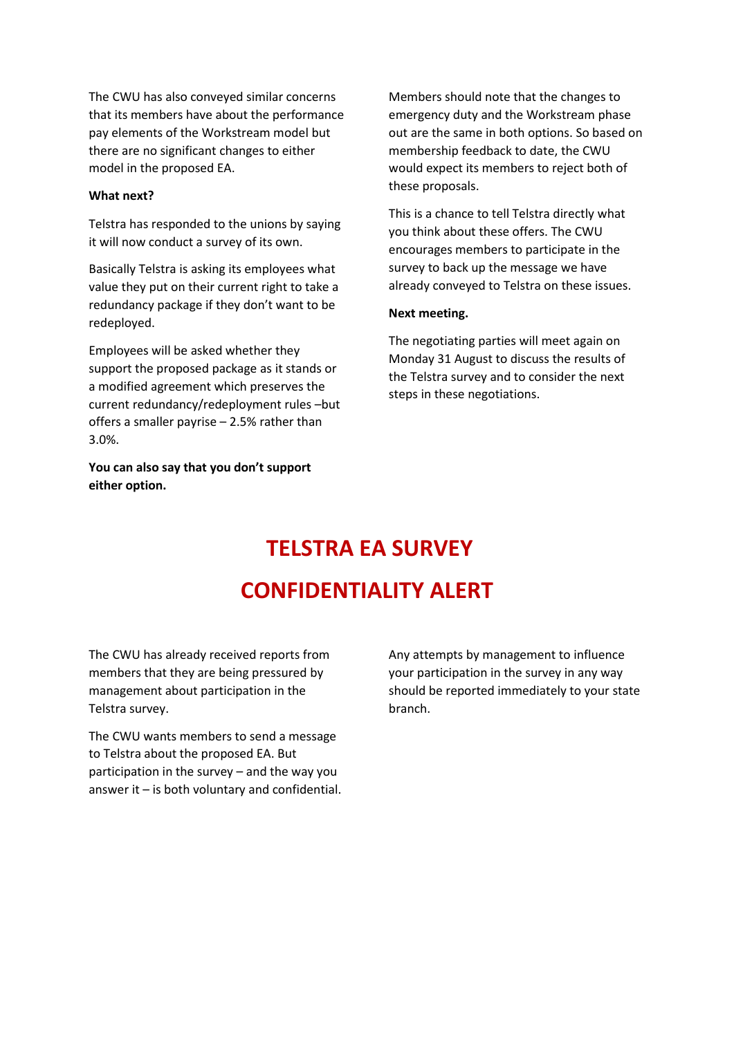The CWU has also conveyed similar concerns that its members have about the performance pay elements of the Workstream model but there are no significant changes to either model in the proposed EA.

**What next?**

Telstra has responded to the unions by saying it will now conduct a survey of its own.

Basically Telstra is asking its employees what value they put on their current right to take a redundancy package if they don't want to be redeployed.

Employees will be asked whether they support the proposed package as it stands or a modified agreement which preserves the current redundancy/redeployment rules –but offers a smaller payrise – 2.5% rather than 3.0%.

**You can also say that you don't support either option.**

Members should note that the changes to emergency duty and the Workstream phase out are the same in both options. So based on membership feedback to date, the CWU would expect its members to reject both of these proposals.

This is a chance to tell Telstra directly what you think about these offers. The CWU encourages members to participate in the survey to back up the message we have already conveyed to Telstra on these issues.

**Next meeting.**

The negotiating parties will meet again on Monday 31 August to discuss the results of the Telstra survey and to consider the next steps in these negotiations.

# TELSTRA EA SURVEY

# CONFIDENTIALITY ALERT

The CWU has already received reports from members that they are being pressured by management about participation in the Telstra survey.

The CWU wants members to send a message to Telstra about the proposed EA. But participation in the survey – and the way you answer it – is both voluntary and confidential.

Any attempts by management to influence your participation in the survey in any way should be reported immediately to your state branch.